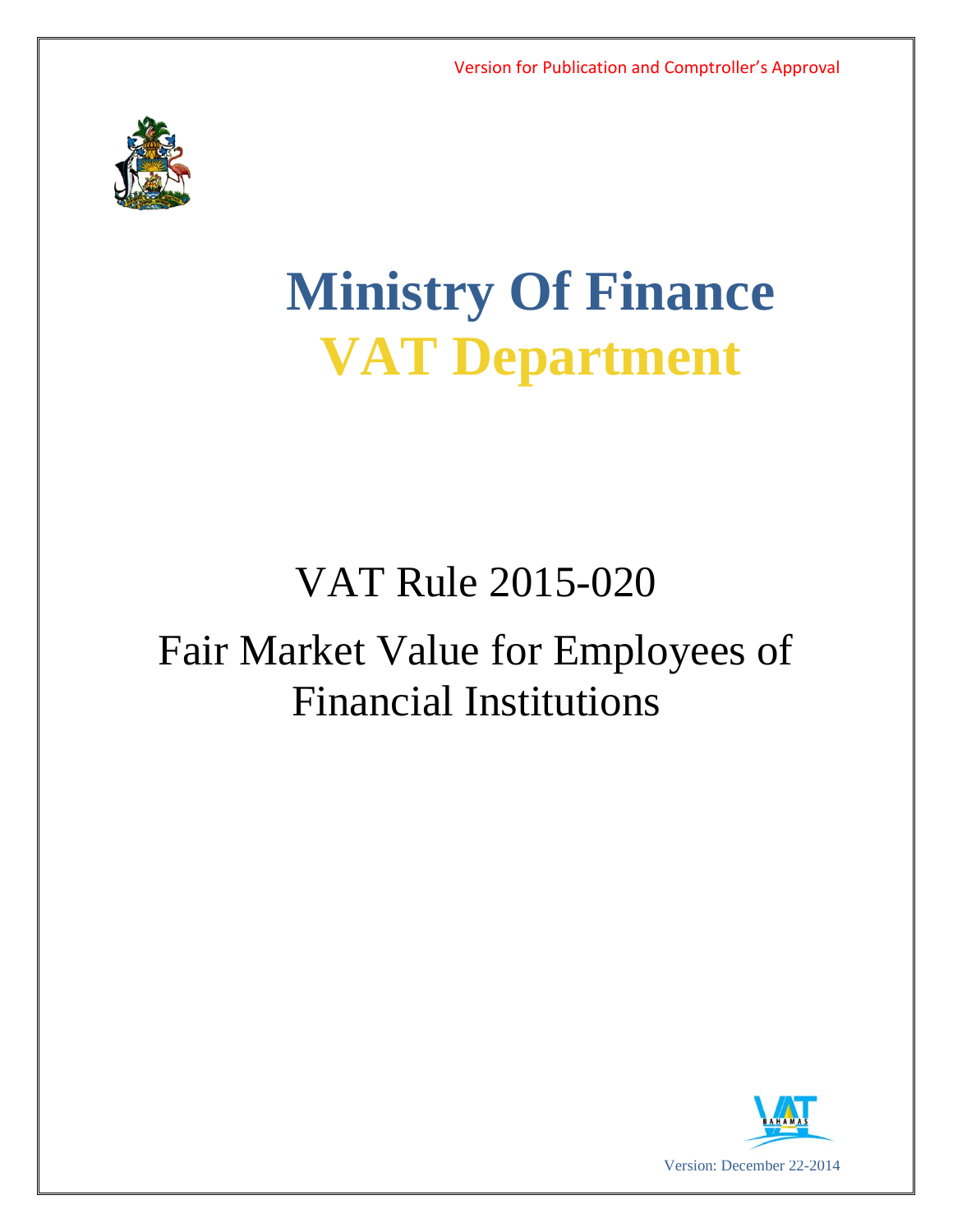Version for Publication and Comptroller's Approval

# Ministry Of Finance

# VAT Department

## VAT Rule 2015-020

## Fair Market Value for Employees of Financial Institutions

Version: December 22-2014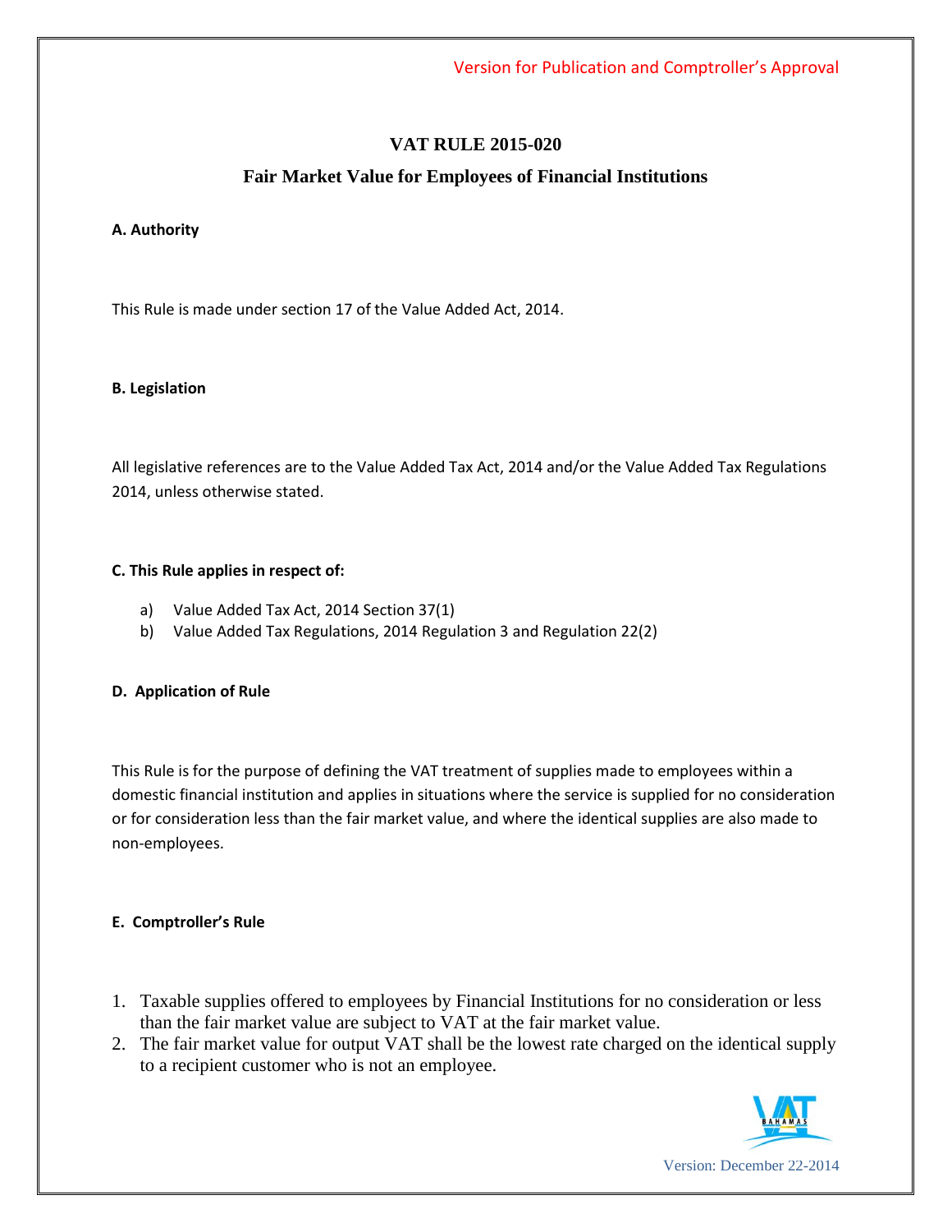Version for Publication and Comptroller's Approval

# VAT RULE 2015-020

## Fair Market Value for Employees of Financial Institutions

**A. Authority**

This Rule is made under section 17 of the Value Added Act, 2014.

**B. Legislation**

All legislative references are to the Value Added Tax Act, 2014 and/or the Value Added Tax Regulations 2014, unless otherwise stated.

**C. This Rule applies in respect of:**

a) Value Added Tax Act, 2014 Section 37(1)
b) Value Added Tax Regulations, 2014 Regulation 3 and Regulation 22(2)

**D. Application of Rule**

This Rule is for the purpose of defining the VAT treatment of supplies made to employees within a domestic financial institution and applies in situations where the service is supplied for no consideration or for consideration less than the fair market value, and where the identical supplies are also made to non-employees.

**E. Comptroller's Rule**

1. Taxable supplies offered to employees by Financial Institutions for no consideration or less than the fair market value are subject to VAT at the fair market value.
2. The fair market value for output VAT shall be the lowest rate charged on the identical supply to a recipient customer who is not an employee.

Version: December 22-2014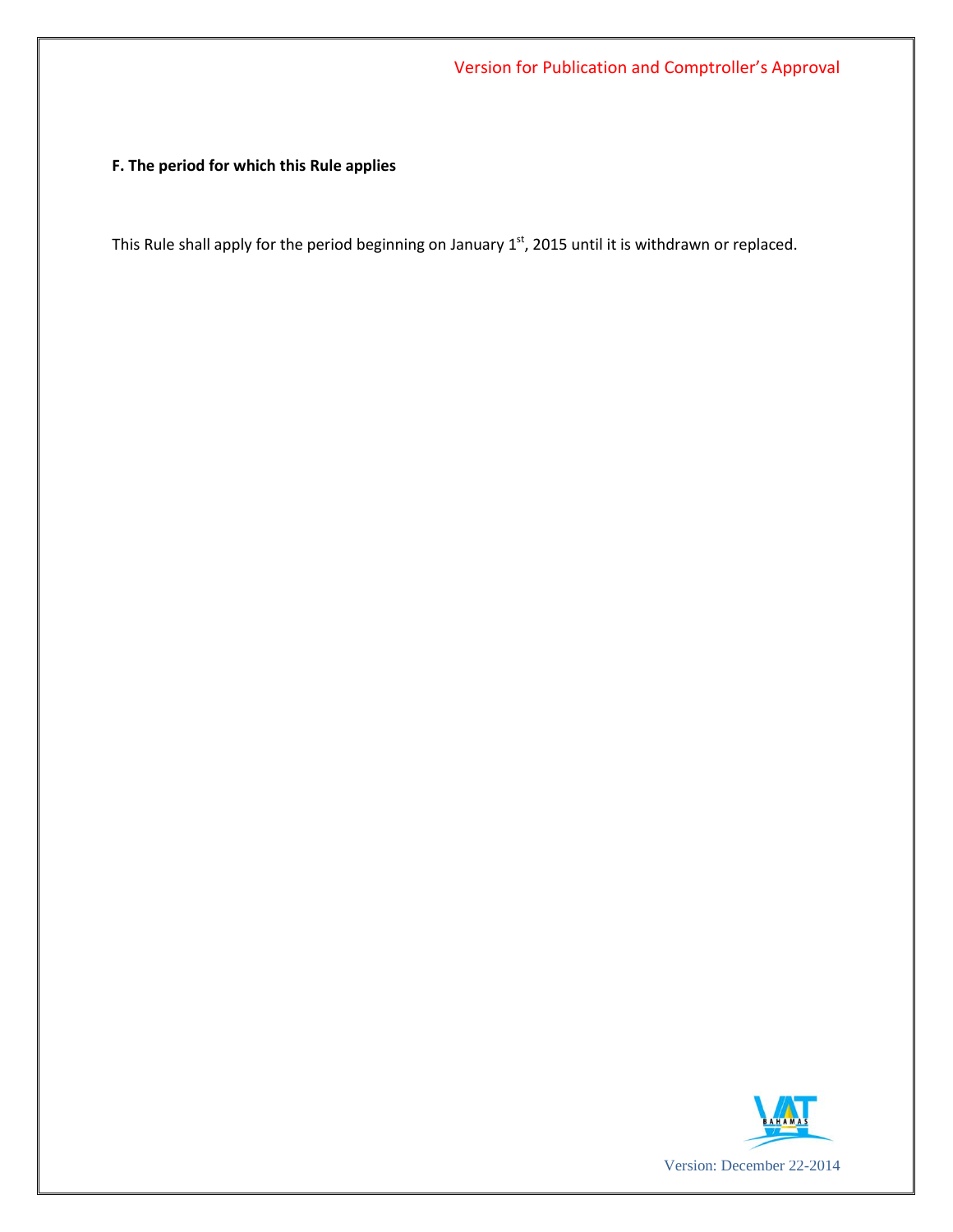**F. The period for which this Rule applies**

This Rule shall apply for the period beginning on January 1st, 2015 until it is withdrawn or replaced.